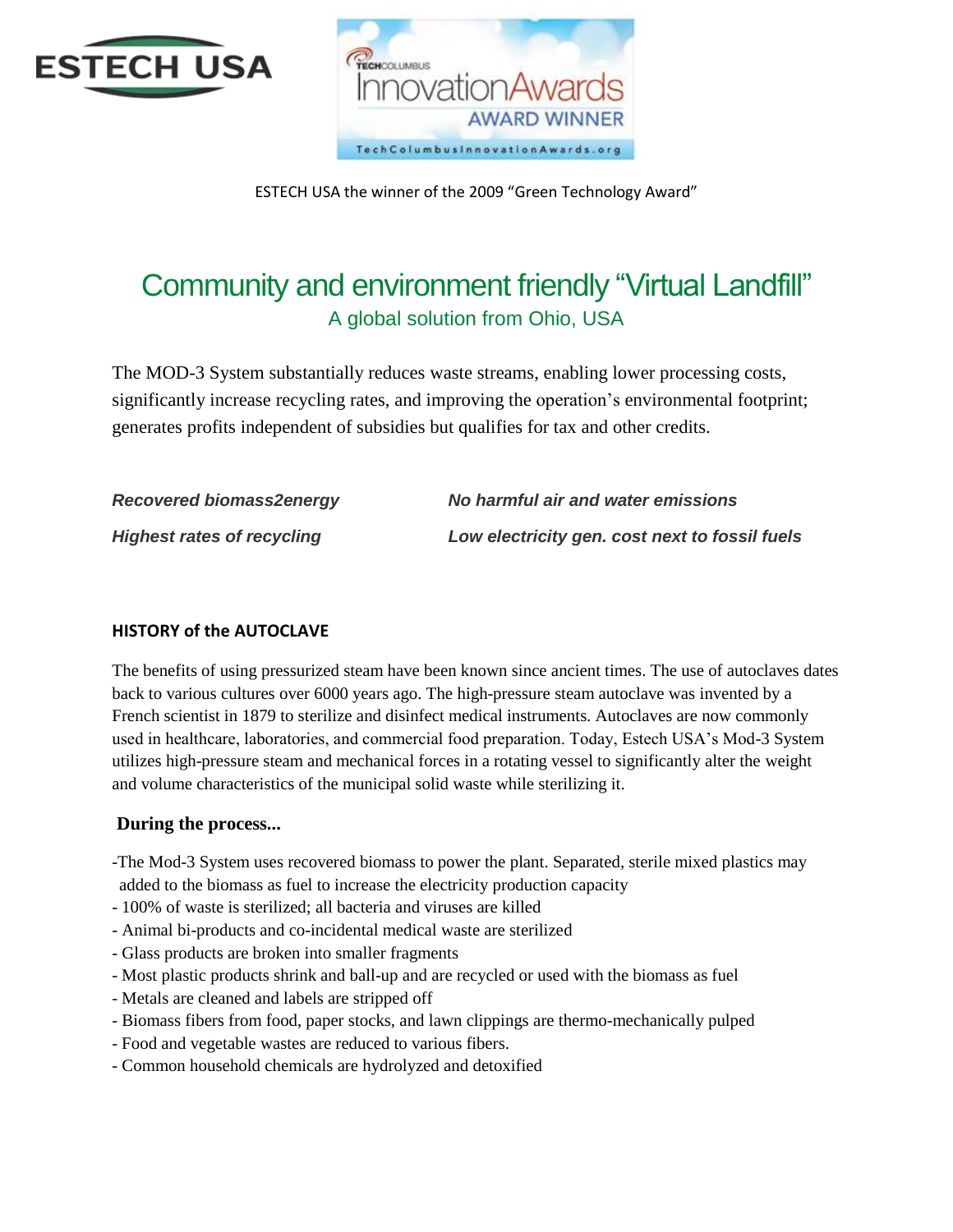ESTECH USA

TechColumbus Innovation Awards AWARD WINNER

TechColumbusInnovationAwards.org

ESTECH USA the winner of the 2009 "Green Technology Award"

# Community and environment friendly "Virtual Landfill"

## A global solution from Ohio, USA

The MOD-3 System substantially reduces waste streams, enabling lower processing costs, significantly increase recycling rates, and improving the operation's environmental footprint; generates profits independent of subsidies but qualifies for tax and other credits.

***Recovered biomass2energy***

***No harmful air and water emissions***

***Highest rates of recycling***

***Low electricity gen. cost next to fossil fuels***

### HISTORY of the AUTOCLAVE

The benefits of using pressurized steam have been known since ancient times. The use of autoclaves dates back to various cultures over 6000 years ago. The high-pressure steam autoclave was invented by a French scientist in 1879 to sterilize and disinfect medical instruments. Autoclaves are now commonly used in healthcare, laboratories, and commercial food preparation. Today, Estech USA's Mod-3 System utilizes high-pressure steam and mechanical forces in a rotating vessel to significantly alter the weight and volume characteristics of the municipal solid waste while sterilizing it.

### During the process...

- The Mod-3 System uses recovered biomass to power the plant. Separated, sterile mixed plastics may added to the biomass as fuel to increase the electricity production capacity
- 100% of waste is sterilized; all bacteria and viruses are killed
- Animal bi-products and co-incidental medical waste are sterilized
- Glass products are broken into smaller fragments
- Most plastic products shrink and ball-up and are recycled or used with the biomass as fuel
- Metals are cleaned and labels are stripped off
- Biomass fibers from food, paper stocks, and lawn clippings are thermo-mechanically pulped
- Food and vegetable wastes are reduced to various fibers.
- Common household chemicals are hydrolyzed and detoxified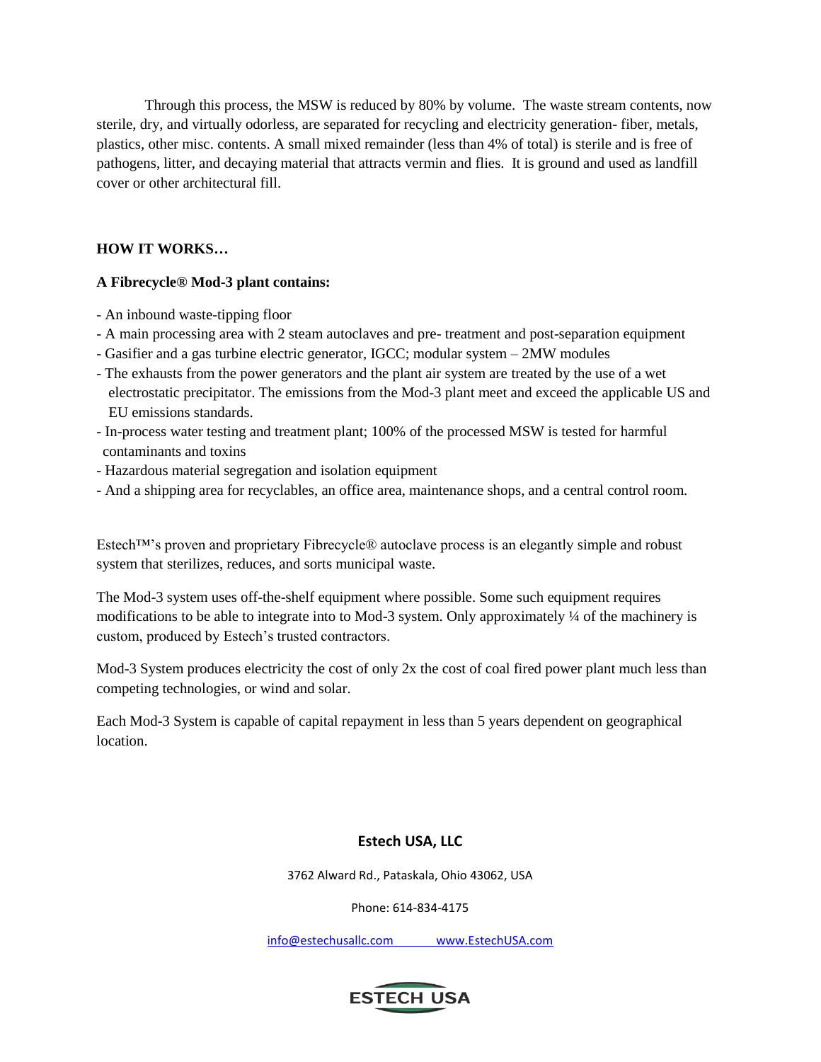Through this process, the MSW is reduced by 80% by volume. The waste stream contents, now sterile, dry, and virtually odorless, are separated for recycling and electricity generation- fiber, metals, plastics, other misc. contents. A small mixed remainder (less than 4% of total) is sterile and is free of pathogens, litter, and decaying material that attracts vermin and flies. It is ground and used as landfill cover or other architectural fill.

**HOW IT WORKS…**

**A Fibrecycle® Mod-3 plant contains:**

- An inbound waste-tipping floor
- A main processing area with 2 steam autoclaves and pre- treatment and post-separation equipment
- Gasifier and a gas turbine electric generator, IGCC; modular system – 2MW modules
- The exhausts from the power generators and the plant air system are treated by the use of a wet electrostatic precipitator. The emissions from the Mod-3 plant meet and exceed the applicable US and EU emissions standards.
- In-process water testing and treatment plant; 100% of the processed MSW is tested for harmful contaminants and toxins
- Hazardous material segregation and isolation equipment
- And a shipping area for recyclables, an office area, maintenance shops, and a central control room.

Estech™'s proven and proprietary Fibrecycle® autoclave process is an elegantly simple and robust system that sterilizes, reduces, and sorts municipal waste.

The Mod-3 system uses off-the-shelf equipment where possible. Some such equipment requires modifications to be able to integrate into to Mod-3 system. Only approximately ¼ of the machinery is custom, produced by Estech's trusted contractors.

Mod-3 System produces electricity the cost of only 2x the cost of coal fired power plant much less than competing technologies, or wind and solar.

Each Mod-3 System is capable of capital repayment in less than 5 years dependent on geographical location.

**Estech USA, LLC**

3762 Alward Rd., Pataskala, Ohio 43062, USA

Phone: 614-834-4175

info@estechusallc.com www.EstechUSA.com

ESTECH USA